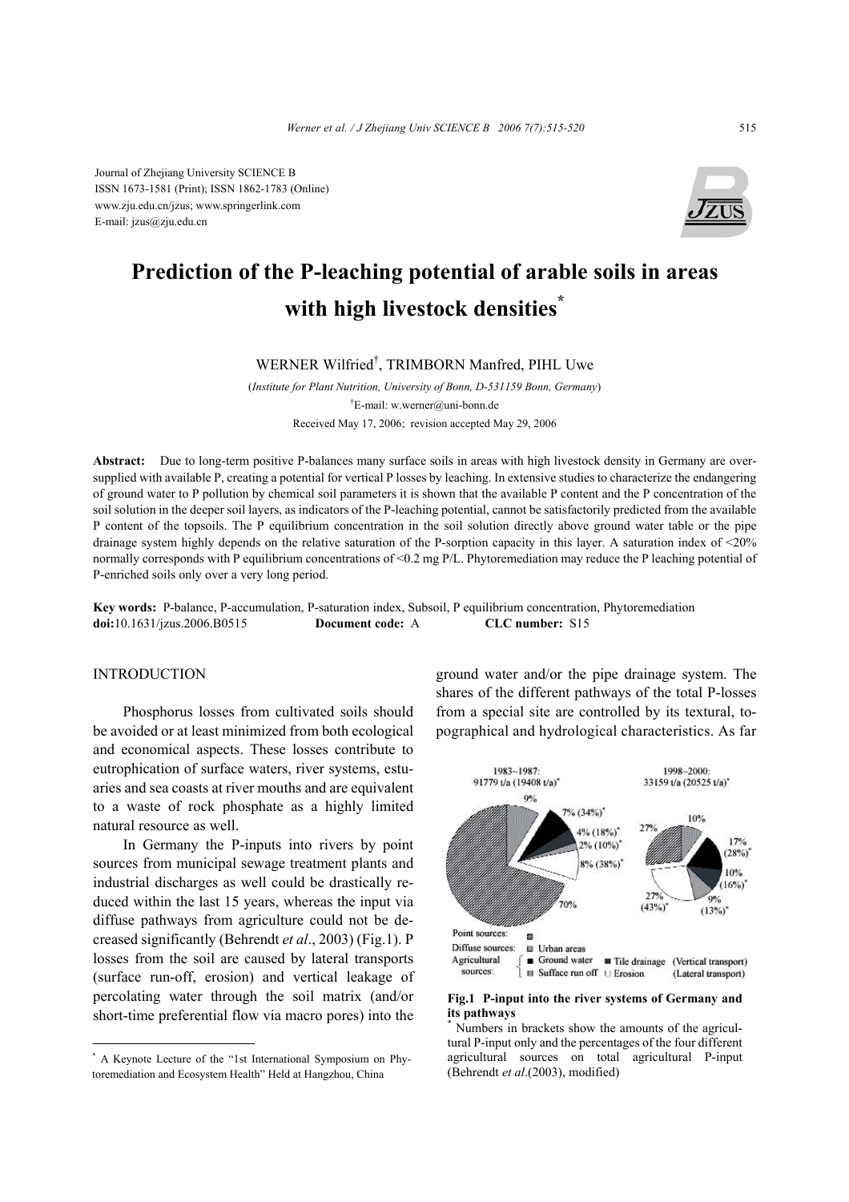Journal of Zhejiang University SCIENCE B
ISSN 1673-1581 (Print); ISSN 1862-1783 (Online)
www.zju.edu.cn/jzus; www.springerlink.com
E-mail: jzus@zju.edu.cn

# Prediction of the P-leaching potential of arable soils in areas with high livestock densities*

WERNER Wilfried[†], TRIMBORN Manfred, PIHL Uwe

(*Institute for Plant Nutrition, University of Bonn, D-531159 Bonn, Germany*)

[†]E-mail: w.werner@uni-bonn.de

Received May 17, 2006; revision accepted May 29, 2006

**Abstract:** Due to long-term positive P-balances many surface soils in areas with high livestock density in Germany are over-supplied with available P, creating a potential for vertical P losses by leaching. In extensive studies to characterize the endangering of ground water to P pollution by chemical soil parameters it is shown that the available P content and the P concentration of the soil solution in the deeper soil layers, as indicators of the P-leaching potential, cannot be satisfactorily predicted from the available P content of the topsoils. The P equilibrium concentration in the soil solution directly above ground water table or the pipe drainage system highly depends on the relative saturation of the P-sorption capacity in this layer. A saturation index of <20% normally corresponds with P equilibrium concentrations of <0.2 mg P/L. Phytoremediation may reduce the P leaching potential of P-enriched soils only over a very long period.

**Key words:** P-balance, P-accumulation, P-saturation index, Subsoil, P equilibrium concentration, Phytoremediation
**doi:**10.1631/jzus.2006.B0515 **Document code:** A **CLC number:** S15

## INTRODUCTION

Phosphorus losses from cultivated soils should be avoided or at least minimized from both ecological and economical aspects. These losses contribute to eutrophication of surface waters, river systems, estuaries and sea coasts at river mouths and are equivalent to a waste of rock phosphate as a highly limited natural resource as well.

In Germany the P-inputs into rivers by point sources from municipal sewage treatment plants and industrial discharges as well could be drastically reduced within the last 15 years, whereas the input via diffuse pathways from agriculture could not be decreased significantly (Behrendt *et al*., 2003) (Fig.1). P losses from the soil are caused by lateral transports (surface run-off, erosion) and vertical leakage of percolating water through the soil matrix (and/or short-time preferential flow via macro pores) into the ground water and/or the pipe drainage system. The shares of the different pathways of the total P-losses from a special site are controlled by its textural, topographical and hydrological characteristics. As far

**Fig.1 P-input into the river systems of Germany and its pathways**
* Numbers in brackets show the amounts of the agricultural P-input only and the percentages of the four different agricultural sources on total agricultural P-input (Behrendt *et al*.(2003), modified)

* A Keynote Lecture of the "1st International Symposium on Phytoremediation and Ecosystem Health" Held at Hangzhou, China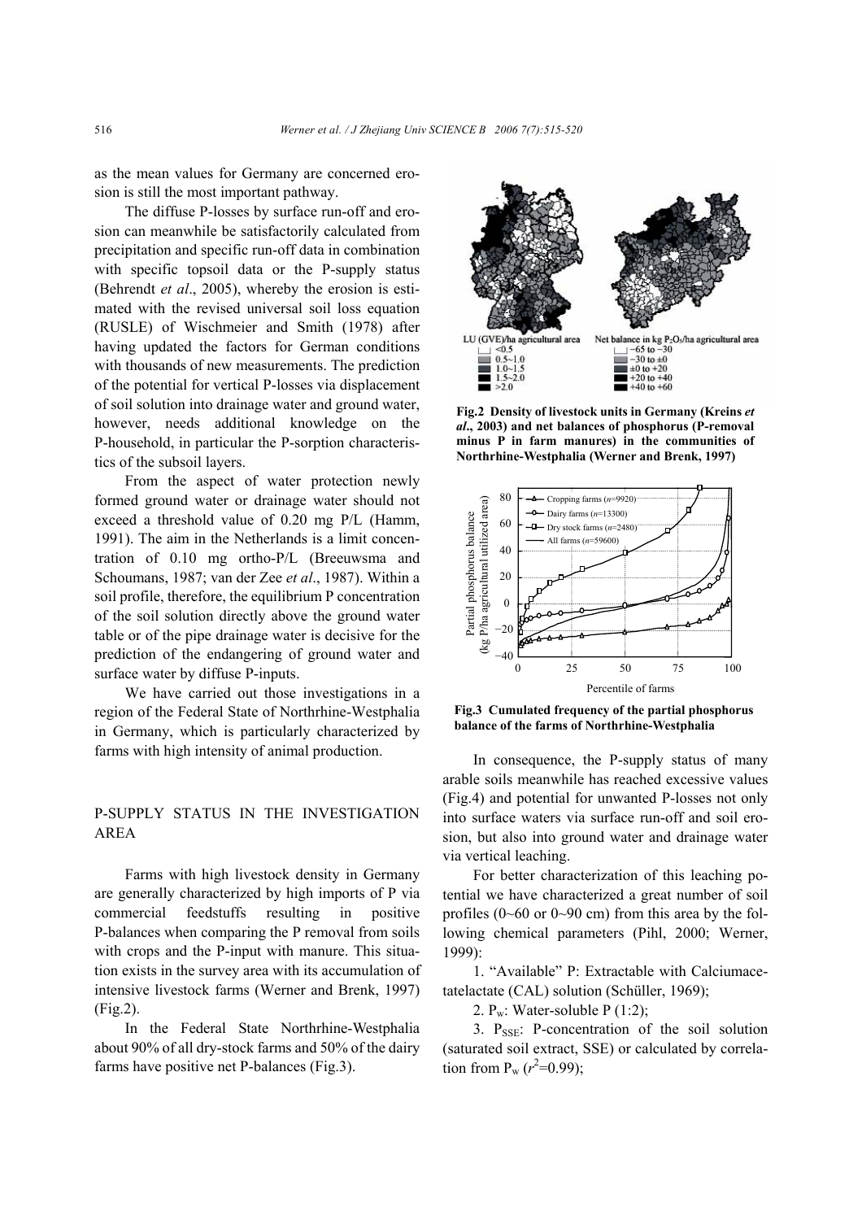as the mean values for Germany are concerned erosion is still the most important pathway.

The diffuse P-losses by surface run-off and erosion can meanwhile be satisfactorily calculated from precipitation and specific run-off data in combination with specific topsoil data or the P-supply status (Behrendt *et al*., 2005), whereby the erosion is estimated with the revised universal soil loss equation (RUSLE) of Wischmeier and Smith (1978) after having updated the factors for German conditions with thousands of new measurements. The prediction of the potential for vertical P-losses via displacement of soil solution into drainage water and ground water, however, needs additional knowledge on the P-household, in particular the P-sorption characteristics of the subsoil layers.

From the aspect of water protection newly formed ground water or drainage water should not exceed a threshold value of 0.20 mg P/L (Hamm, 1991). The aim in the Netherlands is a limit concentration of 0.10 mg ortho-P/L (Breeuwsma and Schoumans, 1987; van der Zee *et al*., 1987). Within a soil profile, therefore, the equilibrium P concentration of the soil solution directly above the ground water table or of the pipe drainage water is decisive for the prediction of the endangering of ground water and surface water by diffuse P-inputs.

We have carried out those investigations in a region of the Federal State of Northrhine-Westphalia in Germany, which is particularly characterized by farms with high intensity of animal production.

## P-SUPPLY STATUS IN THE INVESTIGATION AREA

Farms with high livestock density in Germany are generally characterized by high imports of P via commercial feedstuffs resulting in positive P-balances when comparing the P removal from soils with crops and the P-input with manure. This situation exists in the survey area with its accumulation of intensive livestock farms (Werner and Brenk, 1997) (Fig.2).

In the Federal State Northrhine-Westphalia about 90% of all dry-stock farms and 50% of the dairy farms have positive net P-balances (Fig.3).

**Fig.2 Density of livestock units in Germany (Kreins *et al*., 2003) and net balances of phosphorus (P-removal minus P in farm manures) in the communities of Northrhine-Westphalia (Werner and Brenk, 1997)**

**Fig.3 Cumulated frequency of the partial phosphorus balance of the farms of Northrhine-Westphalia**

In consequence, the P-supply status of many arable soils meanwhile has reached excessive values (Fig.4) and potential for unwanted P-losses not only into surface waters via surface run-off and soil erosion, but also into ground water and drainage water via vertical leaching.

For better characterization of this leaching potential we have characterized a great number of soil profiles (0~60 or 0~90 cm) from this area by the following chemical parameters (Pihl, 2000; Werner, 1999):

1. "Available" P: Extractable with Calciumacetatelactate (CAL) solution (Schüller, 1969);

2. $P_w$: Water-soluble P (1:2);

3. $P_{SSE}$: P-concentration of the soil solution (saturated soil extract, SSE) or calculated by correlation from $P_w$ ($r^2$=0.99);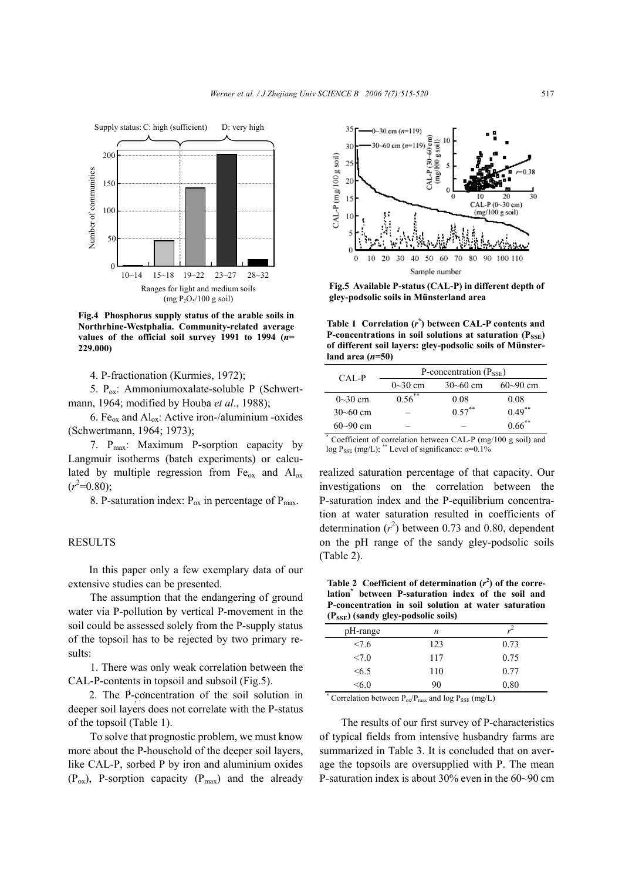Fig.4 Phosphorus supply status of the arable soils in Northrhine-Westphalia. Community-related average values of the official soil survey 1991 to 1994 ($n$=229.000)

4. P-fractionation (Kurmies, 1972);

5. $P_{ox}$: Ammoniumoxalate-soluble P (Schwertmann, 1964; modified by Houba *et al*., 1988);

6. $Fe_{ox}$ and $Al_{ox}$: Active iron-/aluminium -oxides (Schwertmann, 1964; 1973);

7. $P_{max}$: Maximum P-sorption capacity by Langmuir isotherms (batch experiments) or calculated by multiple regression from $Fe_{ox}$ and $Al_{ox}$ ($r^2$=0.80);

8. P-saturation index: $P_{ox}$ in percentage of $P_{max}$.

## RESULTS

In this paper only a few exemplary data of our extensive studies can be presented.

The assumption that the endangering of ground water via P-pollution by vertical P-movement in the soil could be assessed solely from the P-supply status of the topsoil has to be rejected by two primary results:

1. There was only weak correlation between the CAL-P-contents in topsoil and subsoil (Fig.5).

2. The P-concentration of the soil solution in deeper soil layers does not correlate with the P-status of the topsoil (Table 1).

To solve that prognostic problem, we must know more about the P-household of the deeper soil layers, like CAL-P, sorbed P by iron and aluminium oxides ($P_{ox}$), P-sorption capacity ($P_{max}$) and the already realized saturation percentage of that capacity. Our investigations on the correlation between the P-saturation index and the P-equilibrium concentration at water saturation resulted in coefficients of determination ($r^2$) between 0.73 and 0.80, dependent on the pH range of the sandy gley-podsolic soils (Table 2).

Fig.5 Available P-status (CAL-P) in different depth of gley-podsolic soils in Münsterland area

**Table 1 Correlation ($r^*$) between CAL-P contents and P-concentrations in soil solutions at saturation ($P_{SSE}$) of different soil layers: gley-podsolic soils of Münsterland area ($n$=50)**

| CAL-P | P-concentration ($P_{SSE}$) | | |
|---|---|---|---|
| | 0~30 cm | 30~60 cm | 60~90 cm |
| 0~30 cm | $0.56^{**}$ | 0.08 | 0.08 |
| 30~60 cm | – | $0.57^{**}$ | $0.49^{**}$ |
| 60~90 cm | – | – | $0.66^{**}$ |

\* Coefficient of correlation between CAL-P (mg/100 g soil) and log $P_{SSE}$ (mg/L); \*\* Level of significance: $\alpha$=0.1%

**Table 2 Coefficient of determination ($r^2$) of the correlation\* between P-saturation index of the soil and P-concentration in soil solution at water saturation ($P_{SSE}$) (sandy gley-podsolic soils)**

| pH-range | $n$ | $r^2$ |
|---|---|---|
| <7.6 | 123 | 0.73 |
| <7.0 | 117 | 0.75 |
| <6.5 | 110 | 0.77 |
| <6.0 | 90 | 0.80 |

\* Correlation between $P_{ox}/P_{max}$ and log $P_{SSE}$ (mg/L)

The results of our first survey of P-characteristics of typical fields from intensive husbandry farms are summarized in Table 3. It is concluded that on average the topsoils are oversupplied with P. The mean P-saturation index is about 30% even in the 60~90 cm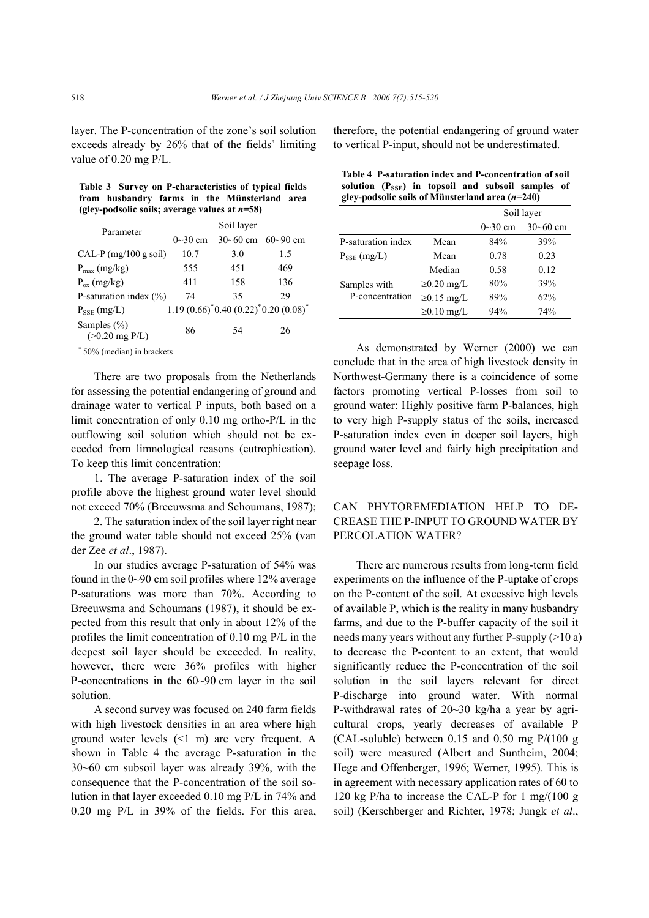layer. The P-concentration of the zone's soil solution exceeds already by 26% that of the fields' limiting value of 0.20 mg P/L.

**Table 3 Survey on P-characteristics of typical fields from husbandry farms in the Münsterland area (gley-podsolic soils; average values at $n$=58)**

| Parameter | Soil layer | | |
|---|---|---|---|
| | 0~30 cm | 30~60 cm | 60~90 cm |
| CAL-P (mg/100 g soil) | 10.7 | 3.0 | 1.5 |
| $P_{max}$ (mg/kg) | 555 | 451 | 469 |
| $P_{ox}$ (mg/kg) | 411 | 158 | 136 |
| P-saturation index (%) | 74 | 35 | 29 |
| $P_{SSE}$ (mg/L) | 1.19 (0.66)* | 0.40 (0.22)* | 0.20 (0.08)* |
| Samples (%) (>0.20 mg P/L) | 86 | 54 | 26 |

* 50% (median) in brackets

There are two proposals from the Netherlands for assessing the potential endangering of ground and drainage water to vertical P inputs, both based on a limit concentration of only 0.10 mg ortho-P/L in the outflowing soil solution which should not be exceeded from limnological reasons (eutrophication). To keep this limit concentration:

1. The average P-saturation index of the soil profile above the highest ground water level should not exceed 70% (Breeuwsma and Schoumans, 1987);

2. The saturation index of the soil layer right near the ground water table should not exceed 25% (van der Zee *et al*., 1987).

In our studies average P-saturation of 54% was found in the 0~90 cm soil profiles where 12% average P-saturations was more than 70%. According to Breeuwsma and Schoumans (1987), it should be expected from this result that only in about 12% of the profiles the limit concentration of 0.10 mg P/L in the deepest soil layer should be exceeded. In reality, however, there were 36% profiles with higher P-concentrations in the 60~90 cm layer in the soil solution.

A second survey was focused on 240 farm fields with high livestock densities in an area where high ground water levels (<1 m) are very frequent. A shown in Table 4 the average P-saturation in the 30~60 cm subsoil layer was already 39%, with the consequence that the P-concentration of the soil solution in that layer exceeded 0.10 mg P/L in 74% and 0.20 mg P/L in 39% of the fields. For this area, therefore, the potential endangering of ground water to vertical P-input, should not be underestimated.

**Table 4 P-saturation index and P-concentration of soil solution ($P_{SSE}$) in topsoil and subsoil samples of gley-podsolic soils of Münsterland area ($n$=240)**

| | | Soil layer | |
|---|---|---|---|
| | | 0~30 cm | 30~60 cm |
| P-saturation index | Mean | 84% | 39% |
| $P_{SSE}$ (mg/L) | Mean | 0.78 | 0.23 |
| | Median | 0.58 | 0.12 |
| Samples with P-concentration | ≥0.20 mg/L | 80% | 39% |
| | ≥0.15 mg/L | 89% | 62% |
| | ≥0.10 mg/L | 94% | 74% |

As demonstrated by Werner (2000) we can conclude that in the area of high livestock density in Northwest-Germany there is a coincidence of some factors promoting vertical P-losses from soil to ground water: Highly positive farm P-balances, high to very high P-supply status of the soils, increased P-saturation index even in deeper soil layers, high ground water level and fairly high precipitation and seepage loss.

## CAN PHYTOREMEDIATION HELP TO DECREASE THE P-INPUT TO GROUND WATER BY PERCOLATION WATER?

There are numerous results from long-term field experiments on the influence of the P-uptake of crops on the P-content of the soil. At excessive high levels of available P, which is the reality in many husbandry farms, and due to the P-buffer capacity of the soil it needs many years without any further P-supply (>10 a) to decrease the P-content to an extent, that would significantly reduce the P-concentration of the soil solution in the soil layers relevant for direct P-discharge into ground water. With normal P-withdrawal rates of 20~30 kg/ha a year by agricultural crops, yearly decreases of available P (CAL-soluble) between 0.15 and 0.50 mg P/(100 g soil) were measured (Albert and Suntheim, 2004; Hege and Offenberger, 1996; Werner, 1995). This is in agreement with necessary application rates of 60 to 120 kg P/ha to increase the CAL-P for 1 mg/(100 g soil) (Kerschberger and Richter, 1978; Jungk *et al*.,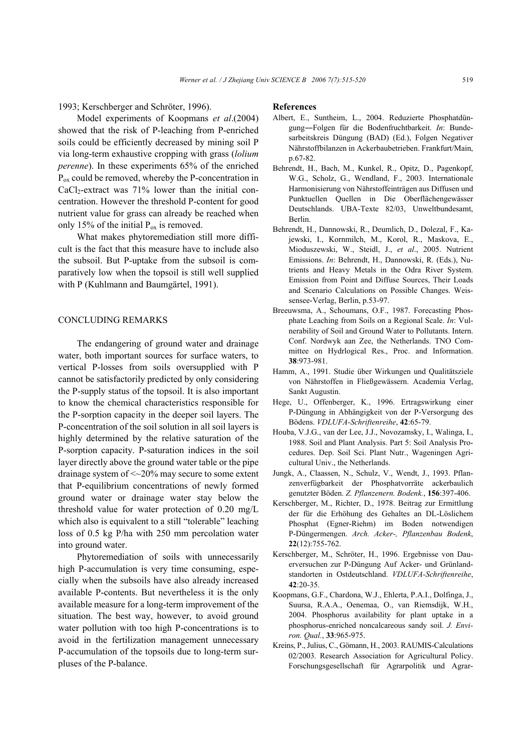1993; Kerschberger and Schröter, 1996).

Model experiments of Koopmans *et al*.(2004) showed that the risk of P-leaching from P-enriched soils could be efficiently decreased by mining soil P via long-term exhaustive cropping with grass (*lolium perenne*). In these experiments 65% of the enriched $P_{ox}$ could be removed, whereby the P-concentration in $CaCl_2$-extract was 71% lower than the initial concentration. However the threshold P-content for good nutrient value for grass can already be reached when only 15% of the initial $P_{ox}$ is removed.

What makes phytoremediation still more difficult is the fact that this measure have to include also the subsoil. But P-uptake from the subsoil is comparatively low when the topsoil is still well supplied with P (Kuhlmann and Baumgärtel, 1991).

## CONCLUDING REMARKS

The endangering of ground water and drainage water, both important sources for surface waters, to vertical P-losses from soils oversupplied with P cannot be satisfactorily predicted by only considering the P-supply status of the topsoil. It is also important to know the chemical characteristics responsible for the P-sorption capacity in the deeper soil layers. The P-concentration of the soil solution in all soil layers is highly determined by the relative saturation of the P-sorption capacity. P-saturation indices in the soil layer directly above the ground water table or the pipe drainage system of <~20% may secure to some extent that P-equilibrium concentrations of newly formed ground water or drainage water stay below the threshold value for water protection of 0.20 mg/L which also is equivalent to a still "tolerable" leaching loss of 0.5 kg P/ha with 250 mm percolation water into ground water.

Phytoremediation of soils with unnecessarily high P-accumulation is very time consuming, especially when the subsoils have also already increased available P-contents. But nevertheless it is the only available measure for a long-term improvement of the situation. The best way, however, to avoid ground water pollution with too high P-concentrations is to avoid in the fertilization management unnecessary P-accumulation of the topsoils due to long-term surpluses of the P-balance.

## References

Albert, E., Suntheim, L., 2004. Reduzierte Phosphatdüngung—Folgen für die Bodenfruchtbarkeit. *In*: Bundesarbeitskreis Düngung (BAD) (Ed.), Folgen Negativer Nährstoffbilanzen in Ackerbaubetrieben. Frankfurt/Main, p.67-82.

Behrendt, H., Bach, M., Kunkel, R., Opitz, D., Pagenkopf, W.G., Scholz, G., Wendland, F., 2003. Internationale Harmonisierung von Nährstoffeinträgen aus Diffusen und Punktuellen Quellen in Die Oberflächengewässer Deutschlands. UBA-Texte 82/03, Unweltbundesamt, Berlin.

Behrendt, H., Dannowski, R., Deumlich, D., Dolezal, F., Kajewski, I., Kornmilch, M., Korol, R., Maskova, E., Mioduszewski, W., Steidl, J., *et al*., 2005. Nutrient Emissions. *In*: Behrendt, H., Dannowski, R. (Eds.), Nutrients and Heavy Metals in the Odra River System. Emission from Point and Diffuse Sources, Their Loads and Scenario Calculations on Possible Changes. Weissensee-Verlag, Berlin, p.53-97.

Breeuwsma, A., Schoumans, O.F., 1987. Forecasting Phosphate Leaching from Soils on a Regional Scale. *In*: Vulnerability of Soil and Ground Water to Pollutants. Intern. Conf. Nordwyk aan Zee, the Netherlands. TNO Committee on Hydrlogical Res., Proc. and Information. **38**:973-981.

Hamm, A., 1991. Studie über Wirkungen und Qualitätsziele von Nährstoffen in Fließgewässern. Academia Verlag, Sankt Augustin.

Hege, U., Offenberger, K., 1996. Ertragswirkung einer P-Düngung in Abhängigkeit von der P-Versorgung des Bödens. *VDLUFA-Schriftenreihe*, **42**:65-79.

Houba, V.J.G., van der Lee, J.J., Novozamsky, I., Walinga, I., 1988. Soil and Plant Analysis. Part 5: Soil Analysis Procedures. Dep. Soil Sci. Plant Nutr., Wageningen Agricultural Univ., the Netherlands.

Jungk, A., Claassen, N., Schulz, V., Wendt, J., 1993. Pflanzenverfügbarkeit der Phosphatvorräte ackerbaulich genutzter Böden. *Z. Pflanzenern. Bodenk.*, **156**:397-406.

Kerschberger, M., Richter, D., 1978. Beitrag zur Ermittlung der für die Erhöhung des Gehaltes an DL-Löslichem Phosphat (Egner-Riehm) im Boden notwendigen P-Düngermengen. *Arch. Acker-, Pflanzenbau Bodenk*, **22**(12):755-762.

Kerschberger, M., Schröter, H., 1996. Ergebnisse von Dauerversuchen zur P-Düngung Auf Acker- und Grünlandstandorten in Ostdeutschland. *VDLUFA-Schriftenreihe*, **42**:20-35.

Koopmans, G.F., Chardona, W.J., Ehlerta, P.A.I., Dolfinga, J., Suursa, R.A.A., Oenemaa, O., van Riemsdijk, W.H., 2004. Phosphorus availability for plant uptake in a phosphorus-enriched noncalcareous sandy soil. *J. Environ. Qual.*, **33**:965-975.

Kreins, P., Julius, C., Gömann, H., 2003. RAUMIS-Calculations 02/2003. Research Association for Agricultural Policy. Forschungsgesellschaft für Agrarpolitik und Agrar-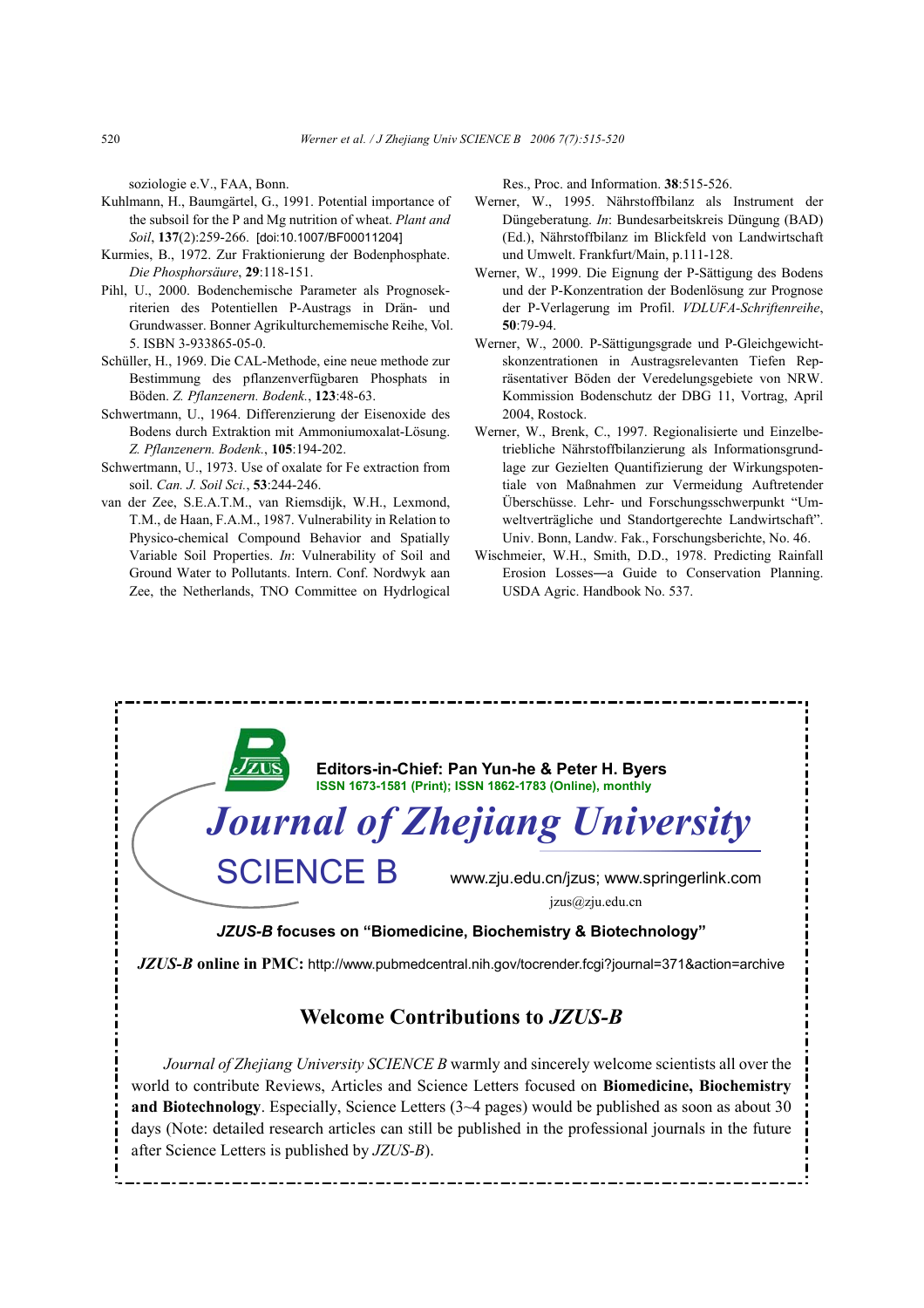soziologie e.V., FAA, Bonn.

Kuhlmann, H., Baumgärtel, G., 1991. Potential importance of the subsoil for the P and Mg nutrition of wheat. *Plant and Soil*, **137**(2):259-266. [doi:10.1007/BF00011204]

Kurmies, B., 1972. Zur Fraktionierung der Bodenphosphate. *Die Phosphorsäure*, **29**:118-151.

Pihl, U., 2000. Bodenchemische Parameter als Prognosekriterien des Potentiellen P-Austrags in Drän- und Grundwasser. Bonner Agrikulturchememische Reihe, Vol. 5. ISBN 3-933865-05-0.

Schüller, H., 1969. Die CAL-Methode, eine neue methode zur Bestimmung des pflanzenverfügbaren Phosphats in Böden. *Z. Pflanzenern. Bodenk.*, **123**:48-63.

Schwertmann, U., 1964. Differenzierung der Eisenoxide des Bodens durch Extraktion mit Ammoniumoxalat-Lösung. *Z. Pflanzenern. Bodenk.*, **105**:194-202.

Schwertmann, U., 1973. Use of oxalate for Fe extraction from soil. *Can. J. Soil Sci.*, **53**:244-246.

van der Zee, S.E.A.T.M., van Riemsdijk, W.H., Lexmond, T.M., de Haan, F.A.M., 1987. Vulnerability in Relation to Physico-chemical Compound Behavior and Spatially Variable Soil Properties. *In*: Vulnerability of Soil and Ground Water to Pollutants. Intern. Conf. Nordwyk aan Zee, the Netherlands, TNO Committee on Hydrlogical Res., Proc. and Information. **38**:515-526.

Werner, W., 1995. Nährstoffbilanz als Instrument der Düngeberatung. *In*: Bundesarbeitskreis Düngung (BAD) (Ed.), Nährstoffbilanz im Blickfeld von Landwirtschaft und Umwelt. Frankfurt/Main, p.111-128.

Werner, W., 1999. Die Eignung der P-Sättigung des Bodens und der P-Konzentration der Bodenlösung zur Prognose der P-Verlagerung im Profil. *VDLUFA-Schriftenreihe*, **50**:79-94.

Werner, W., 2000. P-Sättigungsgrade und P-Gleichgewichtskonzentrationen in Austragsrelevanten Tiefen Repräsentativer Böden der Veredelungsgebiete von NRW. Kommission Bodenschutz der DBG 11, Vortrag, April 2004, Rostock.

Werner, W., Brenk, C., 1997. Regionalisierte und Einzelbetriebliche Nährstoffbilanzierung als Informationsgrundlage zur Gezielten Quantifizierung der Wirkungspotentiale von Maßnahmen zur Vermeidung Auftretender Überschüsse. Lehr- und Forschungsschwerpunkt "Umweltverträgliche und Standortgerechte Landwirtschaft". Univ. Bonn, Landw. Fak., Forschungsberichte, No. 46.

Wischmeier, W.H., Smith, D.D., 1978. Predicting Rainfall Erosion Losses—a Guide to Conservation Planning. USDA Agric. Handbook No. 537.

---

**Editors-in-Chief: Pan Yun-he & Peter H. Byers**
ISSN 1673-1581 (Print); ISSN 1862-1783 (Online), monthly

# *Journal of Zhejiang University* SCIENCE B

www.zju.edu.cn/jzus; www.springerlink.com
jzus@zju.edu.cn

***JZUS-B*** **focuses on "Biomedicine, Biochemistry & Biotechnology"**

***JZUS-B*** **online in PMC:** http://www.pubmedcentral.nih.gov/tocrender.fcgi?journal=371&action=archive

## Welcome Contributions to *JZUS-B*

*Journal of Zhejiang University SCIENCE B* warmly and sincerely welcome scientists all over the world to contribute Reviews, Articles and Science Letters focused on **Biomedicine, Biochemistry and Biotechnology**. Especially, Science Letters (3~4 pages) would be published as soon as about 30 days (Note: detailed research articles can still be published in the professional journals in the future after Science Letters is published by *JZUS-B*).